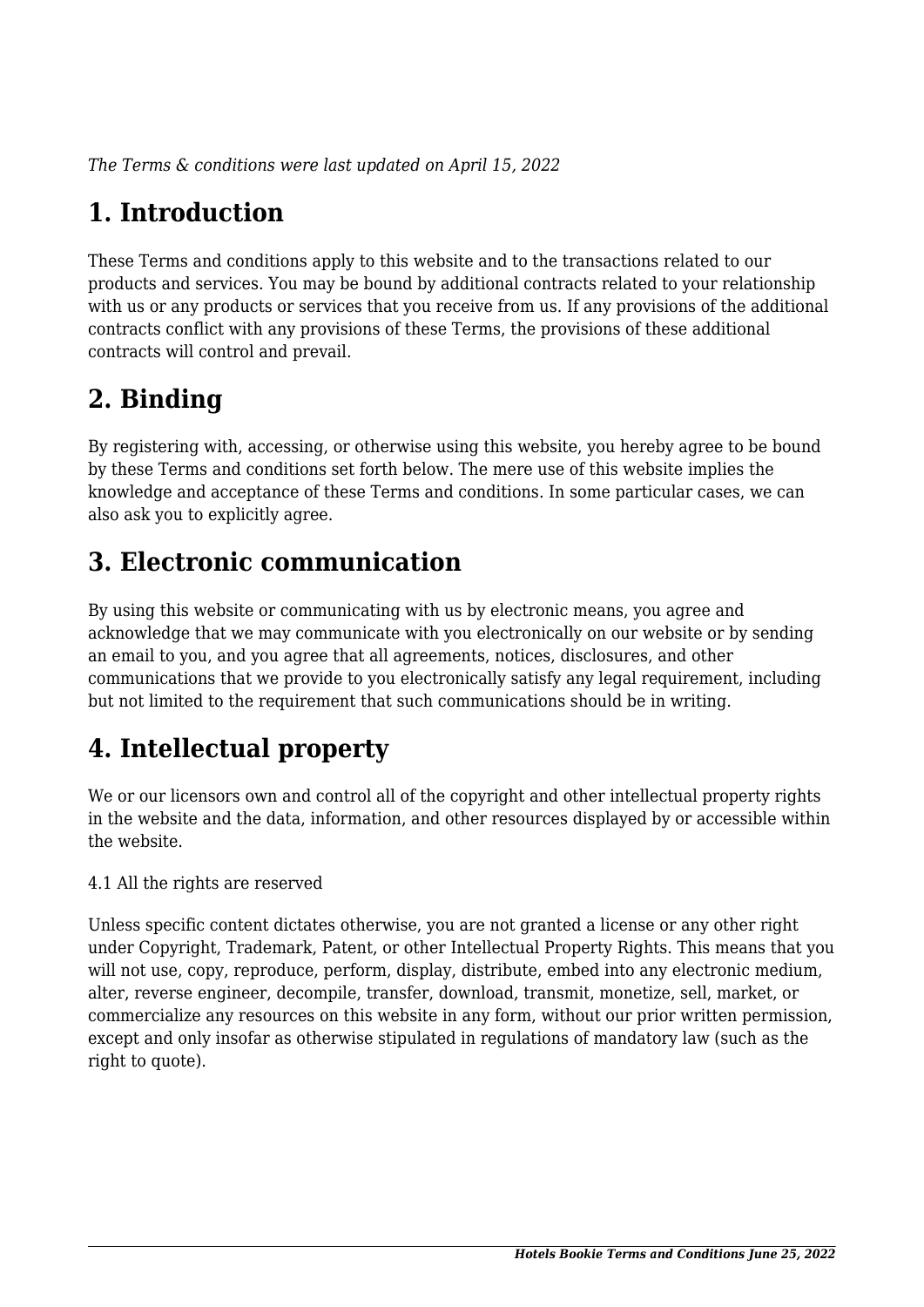*The Terms & conditions were last updated on April 15, 2022*

# 1. Introduction

These Terms and conditions apply to this website and to the transactions related to our products and services. You may be bound by additional contracts related to your relationship with us or any products or services that you receive from us. If any provisions of the additional contracts conflict with any provisions of these Terms, the provisions of these additional contracts will control and prevail.

# 2. Binding

By registering with, accessing, or otherwise using this website, you hereby agree to be bound by these Terms and conditions set forth below. The mere use of this website implies the knowledge and acceptance of these Terms and conditions. In some particular cases, we can also ask you to explicitly agree.

# 3. Electronic communication

By using this website or communicating with us by electronic means, you agree and acknowledge that we may communicate with you electronically on our website or by sending an email to you, and you agree that all agreements, notices, disclosures, and other communications that we provide to you electronically satisfy any legal requirement, including but not limited to the requirement that such communications should be in writing.

# 4. Intellectual property

We or our licensors own and control all of the copyright and other intellectual property rights in the website and the data, information, and other resources displayed by or accessible within the website.

4.1 All the rights are reserved

Unless specific content dictates otherwise, you are not granted a license or any other right under Copyright, Trademark, Patent, or other Intellectual Property Rights. This means that you will not use, copy, reproduce, perform, display, distribute, embed into any electronic medium, alter, reverse engineer, decompile, transfer, download, transmit, monetize, sell, market, or commercialize any resources on this website in any form, without our prior written permission, except and only insofar as otherwise stipulated in regulations of mandatory law (such as the right to quote).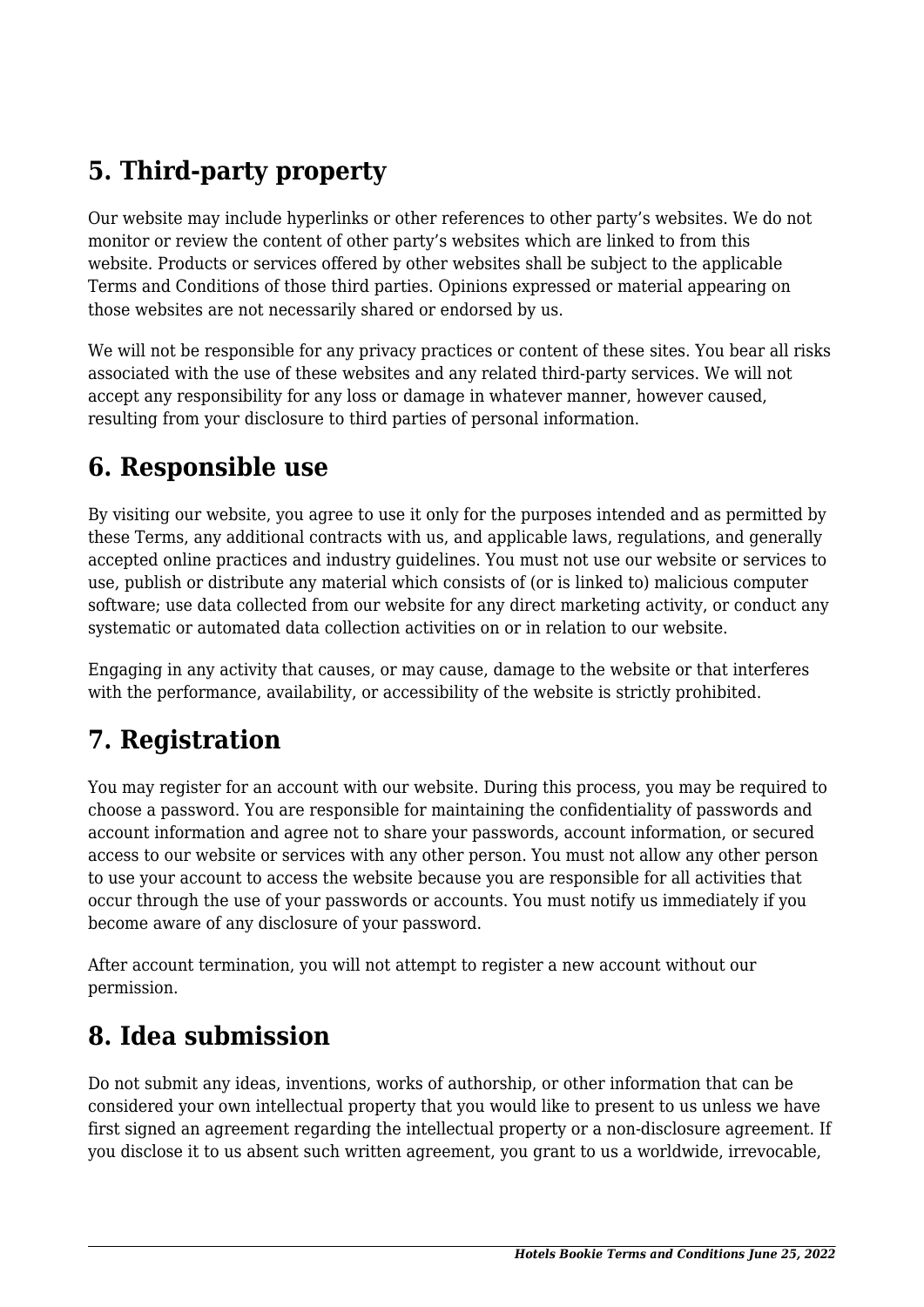## 5. Third-party property

Our website may include hyperlinks or other references to other party's websites. We do not monitor or review the content of other party's websites which are linked to from this website. Products or services offered by other websites shall be subject to the applicable Terms and Conditions of those third parties. Opinions expressed or material appearing on those websites are not necessarily shared or endorsed by us.

We will not be responsible for any privacy practices or content of these sites. You bear all risks associated with the use of these websites and any related third-party services. We will not accept any responsibility for any loss or damage in whatever manner, however caused, resulting from your disclosure to third parties of personal information.

## 6. Responsible use

By visiting our website, you agree to use it only for the purposes intended and as permitted by these Terms, any additional contracts with us, and applicable laws, regulations, and generally accepted online practices and industry guidelines. You must not use our website or services to use, publish or distribute any material which consists of (or is linked to) malicious computer software; use data collected from our website for any direct marketing activity, or conduct any systematic or automated data collection activities on or in relation to our website.

Engaging in any activity that causes, or may cause, damage to the website or that interferes with the performance, availability, or accessibility of the website is strictly prohibited.

## 7. Registration

You may register for an account with our website. During this process, you may be required to choose a password. You are responsible for maintaining the confidentiality of passwords and account information and agree not to share your passwords, account information, or secured access to our website or services with any other person. You must not allow any other person to use your account to access the website because you are responsible for all activities that occur through the use of your passwords or accounts. You must notify us immediately if you become aware of any disclosure of your password.

After account termination, you will not attempt to register a new account without our permission.

## 8. Idea submission

Do not submit any ideas, inventions, works of authorship, or other information that can be considered your own intellectual property that you would like to present to us unless we have first signed an agreement regarding the intellectual property or a non-disclosure agreement. If you disclose it to us absent such written agreement, you grant to us a worldwide, irrevocable,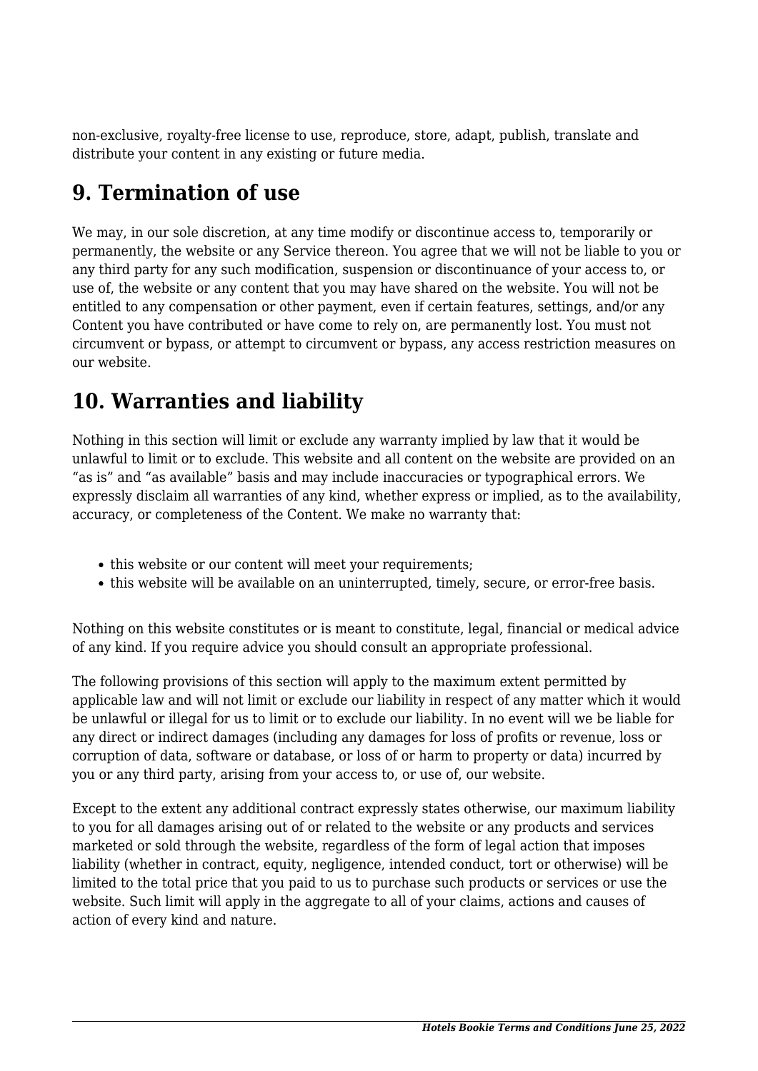non-exclusive, royalty-free license to use, reproduce, store, adapt, publish, translate and distribute your content in any existing or future media.

## 9. Termination of use

We may, in our sole discretion, at any time modify or discontinue access to, temporarily or permanently, the website or any Service thereon. You agree that we will not be liable to you or any third party for any such modification, suspension or discontinuance of your access to, or use of, the website or any content that you may have shared on the website. You will not be entitled to any compensation or other payment, even if certain features, settings, and/or any Content you have contributed or have come to rely on, are permanently lost. You must not circumvent or bypass, or attempt to circumvent or bypass, any access restriction measures on our website.

## 10. Warranties and liability

Nothing in this section will limit or exclude any warranty implied by law that it would be unlawful to limit or to exclude. This website and all content on the website are provided on an "as is" and "as available" basis and may include inaccuracies or typographical errors. We expressly disclaim all warranties of any kind, whether express or implied, as to the availability, accuracy, or completeness of the Content. We make no warranty that:

- this website or our content will meet your requirements;
- this website will be available on an uninterrupted, timely, secure, or error-free basis.

Nothing on this website constitutes or is meant to constitute, legal, financial or medical advice of any kind. If you require advice you should consult an appropriate professional.

The following provisions of this section will apply to the maximum extent permitted by applicable law and will not limit or exclude our liability in respect of any matter which it would be unlawful or illegal for us to limit or to exclude our liability. In no event will we be liable for any direct or indirect damages (including any damages for loss of profits or revenue, loss or corruption of data, software or database, or loss of or harm to property or data) incurred by you or any third party, arising from your access to, or use of, our website.

Except to the extent any additional contract expressly states otherwise, our maximum liability to you for all damages arising out of or related to the website or any products and services marketed or sold through the website, regardless of the form of legal action that imposes liability (whether in contract, equity, negligence, intended conduct, tort or otherwise) will be limited to the total price that you paid to us to purchase such products or services or use the website. Such limit will apply in the aggregate to all of your claims, actions and causes of action of every kind and nature.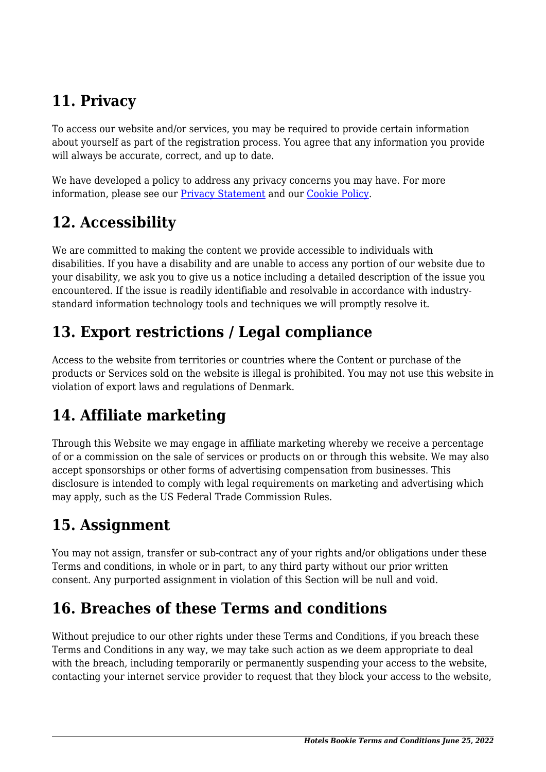## 11. Privacy

To access our website and/or services, you may be required to provide certain information about yourself as part of the registration process. You agree that any information you provide will always be accurate, correct, and up to date.

We have developed a policy to address any privacy concerns you may have. For more information, please see our [Privacy Statement]() and our [Cookie Policy]().

## 12. Accessibility

We are committed to making the content we provide accessible to individuals with disabilities. If you have a disability and are unable to access any portion of our website due to your disability, we ask you to give us a notice including a detailed description of the issue you encountered. If the issue is readily identifiable and resolvable in accordance with industry-standard information technology tools and techniques we will promptly resolve it.

## 13. Export restrictions / Legal compliance

Access to the website from territories or countries where the Content or purchase of the products or Services sold on the website is illegal is prohibited. You may not use this website in violation of export laws and regulations of Denmark.

## 14. Affiliate marketing

Through this Website we may engage in affiliate marketing whereby we receive a percentage of or a commission on the sale of services or products on or through this website. We may also accept sponsorships or other forms of advertising compensation from businesses. This disclosure is intended to comply with legal requirements on marketing and advertising which may apply, such as the US Federal Trade Commission Rules.

## 15. Assignment

You may not assign, transfer or sub-contract any of your rights and/or obligations under these Terms and conditions, in whole or in part, to any third party without our prior written consent. Any purported assignment in violation of this Section will be null and void.

## 16. Breaches of these Terms and conditions

Without prejudice to our other rights under these Terms and Conditions, if you breach these Terms and Conditions in any way, we may take such action as we deem appropriate to deal with the breach, including temporarily or permanently suspending your access to the website, contacting your internet service provider to request that they block your access to the website,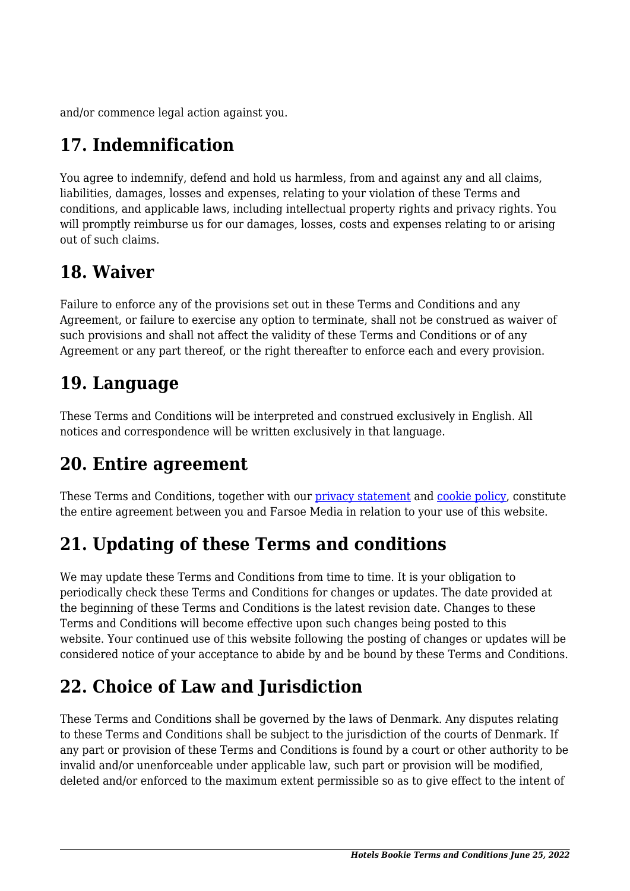and/or commence legal action against you.

## 17. Indemnification

You agree to indemnify, defend and hold us harmless, from and against any and all claims, liabilities, damages, losses and expenses, relating to your violation of these Terms and conditions, and applicable laws, including intellectual property rights and privacy rights. You will promptly reimburse us for our damages, losses, costs and expenses relating to or arising out of such claims.

## 18. Waiver

Failure to enforce any of the provisions set out in these Terms and Conditions and any Agreement, or failure to exercise any option to terminate, shall not be construed as waiver of such provisions and shall not affect the validity of these Terms and Conditions or of any Agreement or any part thereof, or the right thereafter to enforce each and every provision.

## 19. Language

These Terms and Conditions will be interpreted and construed exclusively in English. All notices and correspondence will be written exclusively in that language.

## 20. Entire agreement

These Terms and Conditions, together with our privacy statement and cookie policy, constitute the entire agreement between you and Farsoe Media in relation to your use of this website.

## 21. Updating of these Terms and conditions

We may update these Terms and Conditions from time to time. It is your obligation to periodically check these Terms and Conditions for changes or updates. The date provided at the beginning of these Terms and Conditions is the latest revision date. Changes to these Terms and Conditions will become effective upon such changes being posted to this website. Your continued use of this website following the posting of changes or updates will be considered notice of your acceptance to abide by and be bound by these Terms and Conditions.

## 22. Choice of Law and Jurisdiction

These Terms and Conditions shall be governed by the laws of Denmark. Any disputes relating to these Terms and Conditions shall be subject to the jurisdiction of the courts of Denmark. If any part or provision of these Terms and Conditions is found by a court or other authority to be invalid and/or unenforceable under applicable law, such part or provision will be modified, deleted and/or enforced to the maximum extent permissible so as to give effect to the intent of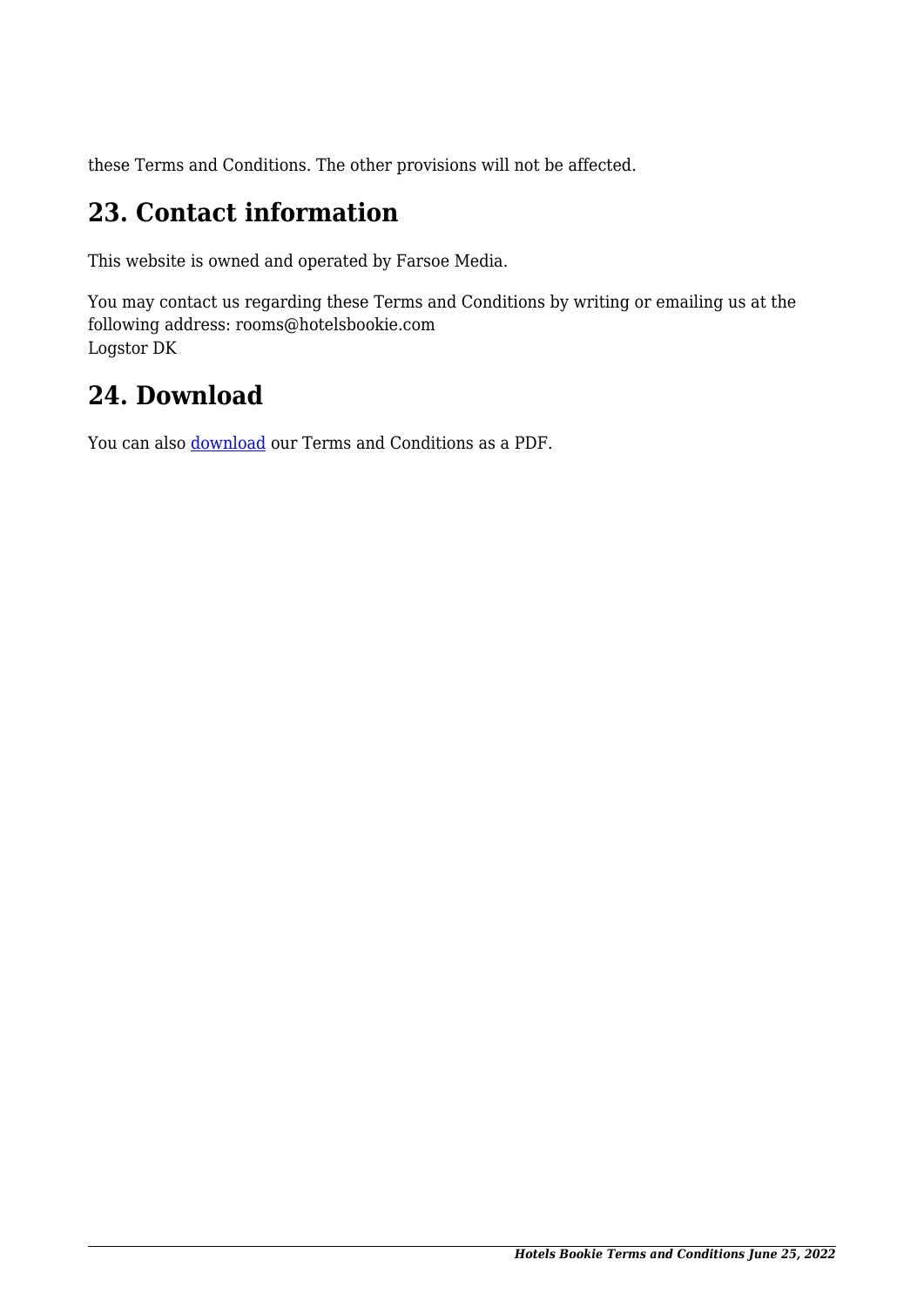these Terms and Conditions. The other provisions will not be affected.

## 23. Contact information

This website is owned and operated by Farsoe Media.

You may contact us regarding these Terms and Conditions by writing or emailing us at the following address: rooms@hotelsbookie.com
Logstor DK

## 24. Download

You can also download our Terms and Conditions as a PDF.